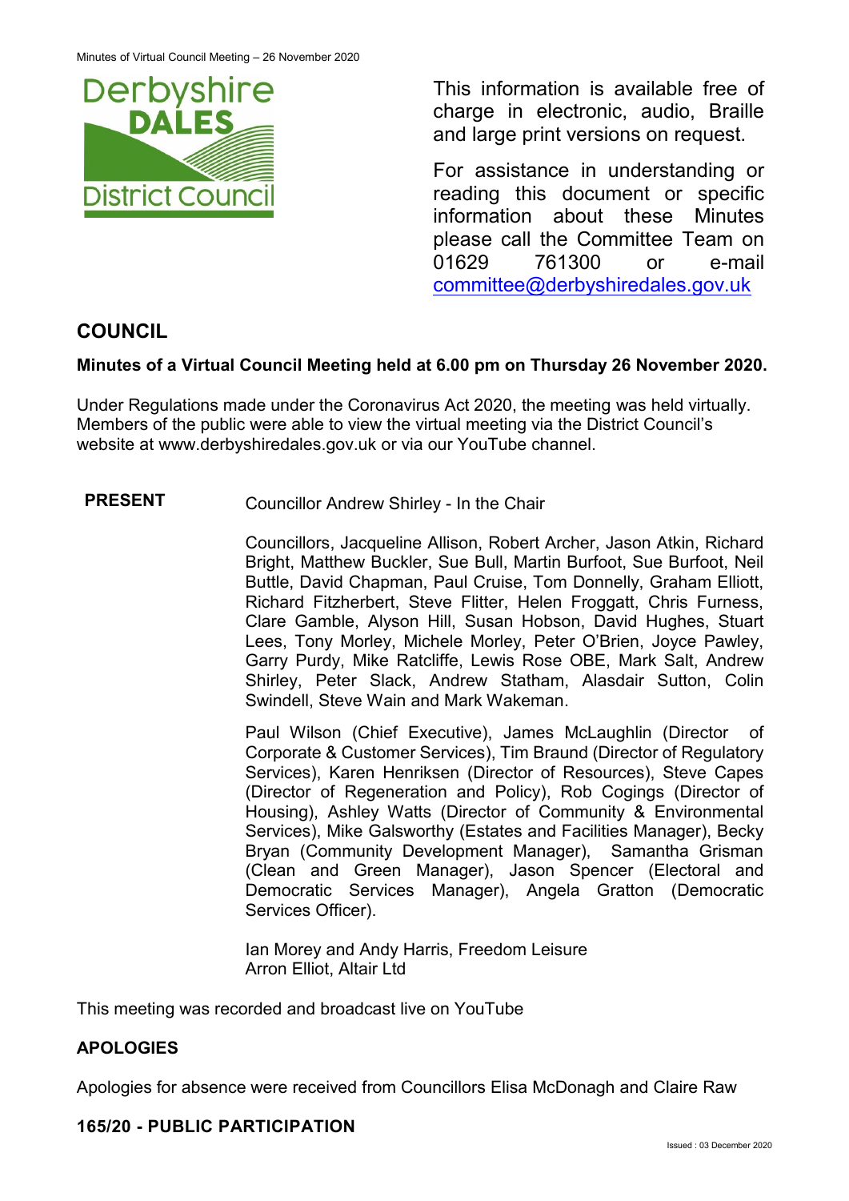This information is available free of charge in electronic, audio, Braille and large print versions on request.

For assistance in understanding or reading this document or specific information about these Minutes please call the Committee Team on 01629 761300 or e-mail committee@derbyshiredales.gov.uk

## COUNCIL

**Minutes of a Virtual Council Meeting held at 6.00 pm on Thursday 26 November 2020.**

Under Regulations made under the Coronavirus Act 2020, the meeting was held virtually. Members of the public were able to view the virtual meeting via the District Council's website at www.derbyshiredales.gov.uk or via our YouTube channel.

**PRESENT**

Councillor Andrew Shirley - In the Chair

Councillors, Jacqueline Allison, Robert Archer, Jason Atkin, Richard Bright, Matthew Buckler, Sue Bull, Martin Burfoot, Sue Burfoot, Neil Buttle, David Chapman, Paul Cruise, Tom Donnelly, Graham Elliott, Richard Fitzherbert, Steve Flitter, Helen Froggatt, Chris Furness, Clare Gamble, Alyson Hill, Susan Hobson, David Hughes, Stuart Lees, Tony Morley, Michele Morley, Peter O'Brien, Joyce Pawley, Garry Purdy, Mike Ratcliffe, Lewis Rose OBE, Mark Salt, Andrew Shirley, Peter Slack, Andrew Statham, Alasdair Sutton, Colin Swindell, Steve Wain and Mark Wakeman.

Paul Wilson (Chief Executive), James McLaughlin (Director of Corporate & Customer Services), Tim Braund (Director of Regulatory Services), Karen Henriksen (Director of Resources), Steve Capes (Director of Regeneration and Policy), Rob Cogings (Director of Housing), Ashley Watts (Director of Community & Environmental Services), Mike Galsworthy (Estates and Facilities Manager), Becky Bryan (Community Development Manager), Samantha Grisman (Clean and Green Manager), Jason Spencer (Electoral and Democratic Services Manager), Angela Gratton (Democratic Services Officer).

Ian Morey and Andy Harris, Freedom Leisure
Arron Elliot, Altair Ltd

This meeting was recorded and broadcast live on YouTube

### APOLOGIES

Apologies for absence were received from Councillors Elisa McDonagh and Claire Raw

### 165/20 - PUBLIC PARTICIPATION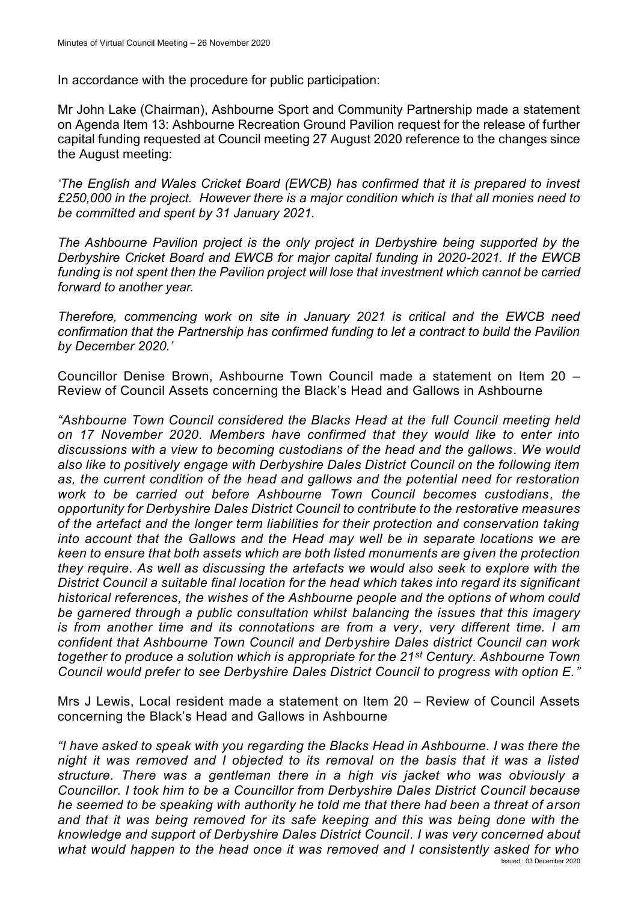In accordance with the procedure for public participation:

Mr John Lake (Chairman), Ashbourne Sport and Community Partnership made a statement on Agenda Item 13: Ashbourne Recreation Ground Pavilion request for the release of further capital funding requested at Council meeting 27 August 2020 reference to the changes since the August meeting:

*'The English and Wales Cricket Board (EWCB) has confirmed that it is prepared to invest £250,000 in the project. However there is a major condition which is that all monies need to be committed and spent by 31 January 2021.*

*The Ashbourne Pavilion project is the only project in Derbyshire being supported by the Derbyshire Cricket Board and EWCB for major capital funding in 2020-2021. If the EWCB funding is not spent then the Pavilion project will lose that investment which cannot be carried forward to another year.*

*Therefore, commencing work on site in January 2021 is critical and the EWCB need confirmation that the Partnership has confirmed funding to let a contract to build the Pavilion by December 2020.'*

Councillor Denise Brown, Ashbourne Town Council made a statement on Item 20 – Review of Council Assets concerning the Black's Head and Gallows in Ashbourne

*"Ashbourne Town Council considered the Blacks Head at the full Council meeting held on 17 November 2020. Members have confirmed that they would like to enter into discussions with a view to becoming custodians of the head and the gallows. We would also like to positively engage with Derbyshire Dales District Council on the following item as, the current condition of the head and gallows and the potential need for restoration work to be carried out before Ashbourne Town Council becomes custodians, the opportunity for Derbyshire Dales District Council to contribute to the restorative measures of the artefact and the longer term liabilities for their protection and conservation taking into account that the Gallows and the Head may well be in separate locations we are keen to ensure that both assets which are both listed monuments are given the protection they require. As well as discussing the artefacts we would also seek to explore with the District Council a suitable final location for the head which takes into regard its significant historical references, the wishes of the Ashbourne people and the options of whom could be garnered through a public consultation whilst balancing the issues that this imagery is from another time and its connotations are from a very, very different time. I am confident that Ashbourne Town Council and Derbyshire Dales district Council can work together to produce a solution which is appropriate for the 21st Century. Ashbourne Town Council would prefer to see Derbyshire Dales District Council to progress with option E."*

Mrs J Lewis, Local resident made a statement on Item 20 – Review of Council Assets concerning the Black's Head and Gallows in Ashbourne

*"I have asked to speak with you regarding the Blacks Head in Ashbourne. I was there the night it was removed and I objected to its removal on the basis that it was a listed structure. There was a gentleman there in a high vis jacket who was obviously a Councillor. I took him to be a Councillor from Derbyshire Dales District Council because he seemed to be speaking with authority he told me that there had been a threat of arson and that it was being removed for its safe keeping and this was being done with the knowledge and support of Derbyshire Dales District Council. I was very concerned about what would happen to the head once it was removed and I consistently asked for who*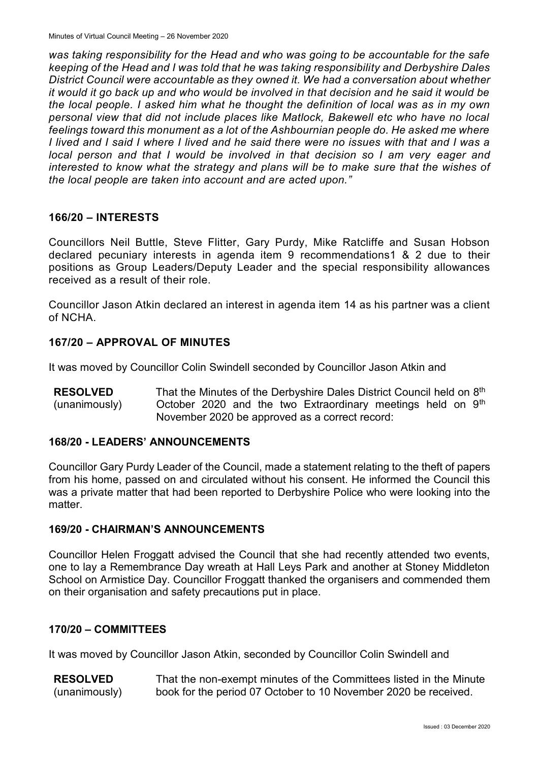*was taking responsibility for the Head and who was going to be accountable for the safe keeping of the Head and I was told that he was taking responsibility and Derbyshire Dales District Council were accountable as they owned it. We had a conversation about whether it would it go back up and who would be involved in that decision and he said it would be the local people. I asked him what he thought the definition of local was as in my own personal view that did not include places like Matlock, Bakewell etc who have no local feelings toward this monument as a lot of the Ashbournian people do. He asked me where I lived and I said I where I lived and he said there were no issues with that and I was a local person and that I would be involved in that decision so I am very eager and interested to know what the strategy and plans will be to make sure that the wishes of the local people are taken into account and are acted upon."*

## 166/20 – INTERESTS

Councillors Neil Buttle, Steve Flitter, Gary Purdy, Mike Ratcliffe and Susan Hobson declared pecuniary interests in agenda item 9 recommendations1 & 2 due to their positions as Group Leaders/Deputy Leader and the special responsibility allowances received as a result of their role.

Councillor Jason Atkin declared an interest in agenda item 14 as his partner was a client of NCHA.

## 167/20 – APPROVAL OF MINUTES

It was moved by Councillor Colin Swindell seconded by Councillor Jason Atkin and

**RESOLVED** (unanimously) That the Minutes of the Derbyshire Dales District Council held on 8th October 2020 and the two Extraordinary meetings held on 9th November 2020 be approved as a correct record:

## 168/20 - LEADERS' ANNOUNCEMENTS

Councillor Gary Purdy Leader of the Council, made a statement relating to the theft of papers from his home, passed on and circulated without his consent. He informed the Council this was a private matter that had been reported to Derbyshire Police who were looking into the matter.

## 169/20 - CHAIRMAN'S ANNOUNCEMENTS

Councillor Helen Froggatt advised the Council that she had recently attended two events, one to lay a Remembrance Day wreath at Hall Leys Park and another at Stoney Middleton School on Armistice Day. Councillor Froggatt thanked the organisers and commended them on their organisation and safety precautions put in place.

## 170/20 – COMMITTEES

It was moved by Councillor Jason Atkin, seconded by Councillor Colin Swindell and

**RESOLVED** (unanimously) That the non-exempt minutes of the Committees listed in the Minute book for the period 07 October to 10 November 2020 be received.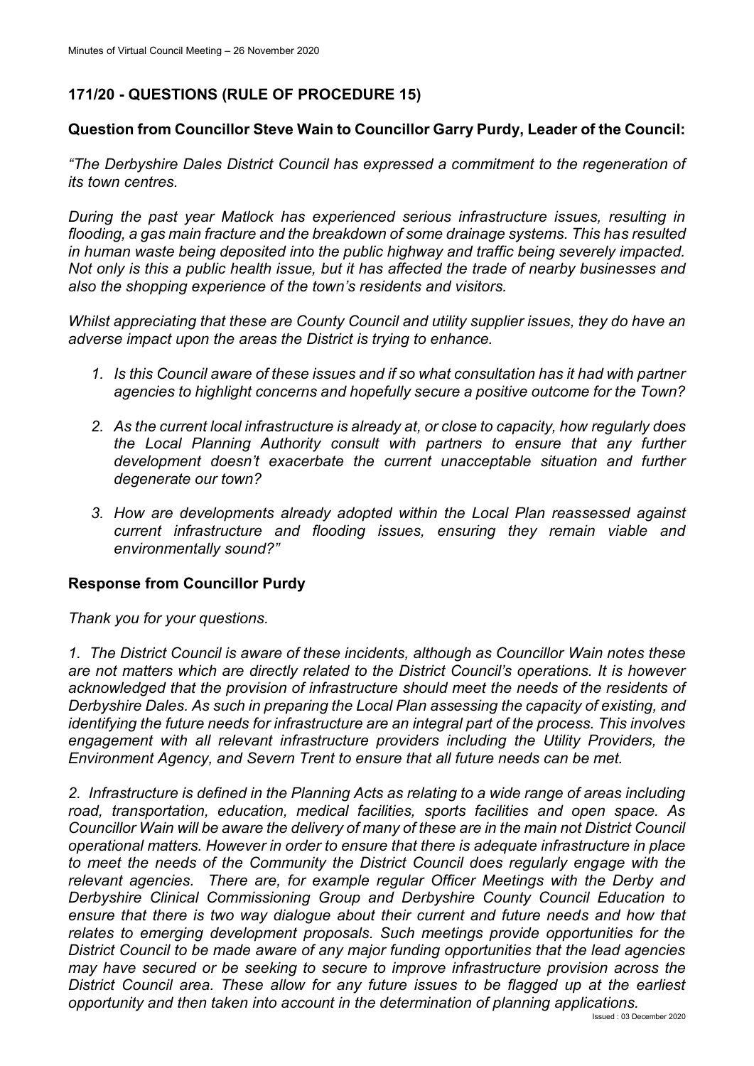## 171/20 - QUESTIONS (RULE OF PROCEDURE 15)

### Question from Councillor Steve Wain to Councillor Garry Purdy, Leader of the Council:

*"The Derbyshire Dales District Council has expressed a commitment to the regeneration of its town centres.*

*During the past year Matlock has experienced serious infrastructure issues, resulting in flooding, a gas main fracture and the breakdown of some drainage systems. This has resulted in human waste being deposited into the public highway and traffic being severely impacted. Not only is this a public health issue, but it has affected the trade of nearby businesses and also the shopping experience of the town's residents and visitors.*

*Whilst appreciating that these are County Council and utility supplier issues, they do have an adverse impact upon the areas the District is trying to enhance.*

1. *Is this Council aware of these issues and if so what consultation has it had with partner agencies to highlight concerns and hopefully secure a positive outcome for the Town?*

2. *As the current local infrastructure is already at, or close to capacity, how regularly does the Local Planning Authority consult with partners to ensure that any further development doesn't exacerbate the current unacceptable situation and further degenerate our town?*

3. *How are developments already adopted within the Local Plan reassessed against current infrastructure and flooding issues, ensuring they remain viable and environmentally sound?"*

### Response from Councillor Purdy

*Thank you for your questions.*

*1. The District Council is aware of these incidents, although as Councillor Wain notes these are not matters which are directly related to the District Council's operations. It is however acknowledged that the provision of infrastructure should meet the needs of the residents of Derbyshire Dales. As such in preparing the Local Plan assessing the capacity of existing, and identifying the future needs for infrastructure are an integral part of the process. This involves engagement with all relevant infrastructure providers including the Utility Providers, the Environment Agency, and Severn Trent to ensure that all future needs can be met.*

*2. Infrastructure is defined in the Planning Acts as relating to a wide range of areas including road, transportation, education, medical facilities, sports facilities and open space. As Councillor Wain will be aware the delivery of many of these are in the main not District Council operational matters. However in order to ensure that there is adequate infrastructure in place to meet the needs of the Community the District Council does regularly engage with the relevant agencies. There are, for example regular Officer Meetings with the Derby and Derbyshire Clinical Commissioning Group and Derbyshire County Council Education to ensure that there is two way dialogue about their current and future needs and how that relates to emerging development proposals. Such meetings provide opportunities for the District Council to be made aware of any major funding opportunities that the lead agencies may have secured or be seeking to secure to improve infrastructure provision across the District Council area. These allow for any future issues to be flagged up at the earliest opportunity and then taken into account in the determination of planning applications.*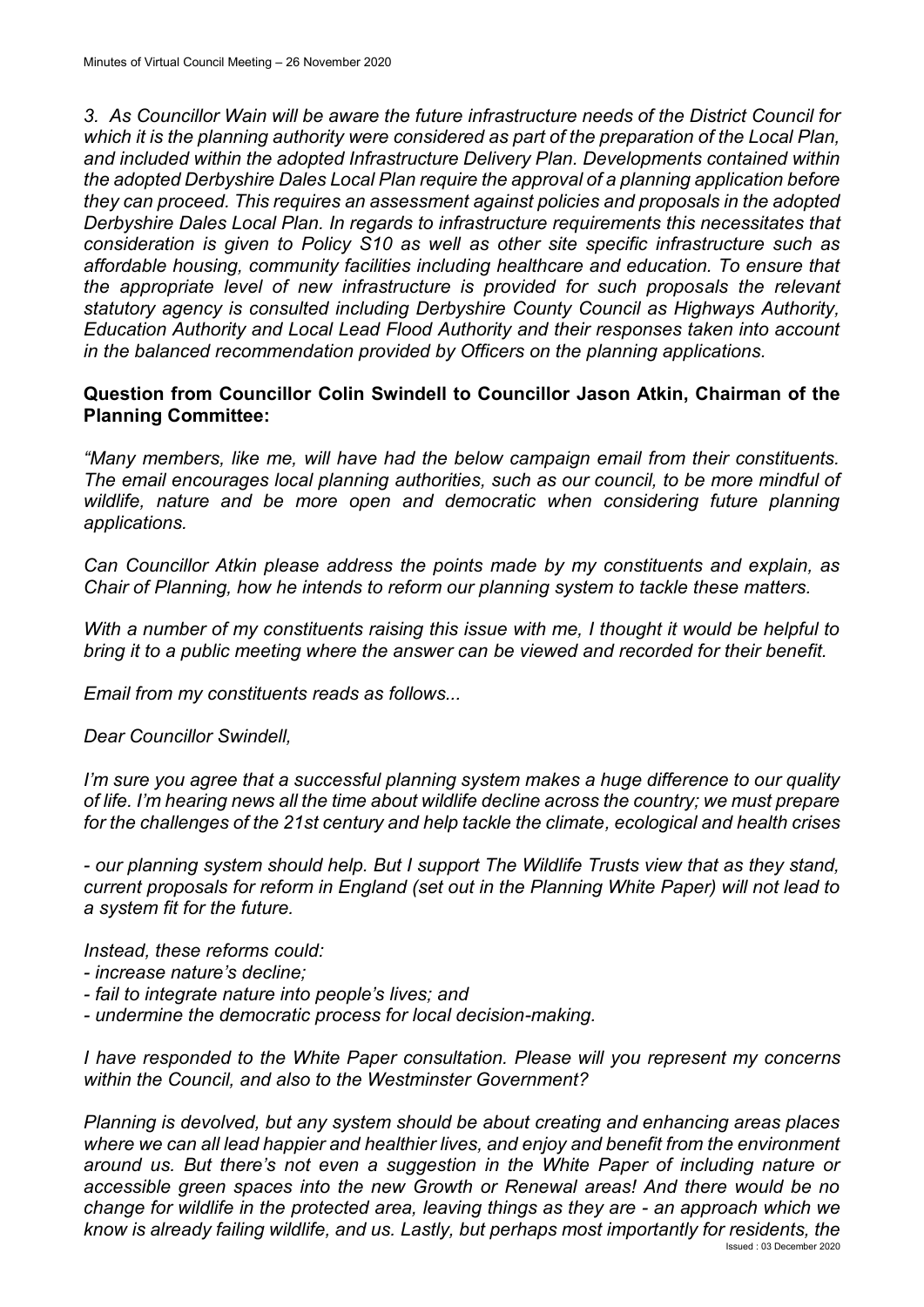*3. As Councillor Wain will be aware the future infrastructure needs of the District Council for which it is the planning authority were considered as part of the preparation of the Local Plan, and included within the adopted Infrastructure Delivery Plan. Developments contained within the adopted Derbyshire Dales Local Plan require the approval of a planning application before they can proceed. This requires an assessment against policies and proposals in the adopted Derbyshire Dales Local Plan. In regards to infrastructure requirements this necessitates that consideration is given to Policy S10 as well as other site specific infrastructure such as affordable housing, community facilities including healthcare and education. To ensure that the appropriate level of new infrastructure is provided for such proposals the relevant statutory agency is consulted including Derbyshire County Council as Highways Authority, Education Authority and Local Lead Flood Authority and their responses taken into account in the balanced recommendation provided by Officers on the planning applications.*

**Question from Councillor Colin Swindell to Councillor Jason Atkin, Chairman of the Planning Committee:**

*"Many members, like me, will have had the below campaign email from their constituents. The email encourages local planning authorities, such as our council, to be more mindful of wildlife, nature and be more open and democratic when considering future planning applications.*

*Can Councillor Atkin please address the points made by my constituents and explain, as Chair of Planning, how he intends to reform our planning system to tackle these matters.*

*With a number of my constituents raising this issue with me, I thought it would be helpful to bring it to a public meeting where the answer can be viewed and recorded for their benefit.*

*Email from my constituents reads as follows...*

*Dear Councillor Swindell,*

*I'm sure you agree that a successful planning system makes a huge difference to our quality of life. I'm hearing news all the time about wildlife decline across the country; we must prepare for the challenges of the 21st century and help tackle the climate, ecological and health crises*

*- our planning system should help. But I support The Wildlife Trusts view that as they stand, current proposals for reform in England (set out in the Planning White Paper) will not lead to a system fit for the future.*

*Instead, these reforms could:*
*- increase nature's decline;*
*- fail to integrate nature into people's lives; and*
*- undermine the democratic process for local decision-making.*

*I have responded to the White Paper consultation. Please will you represent my concerns within the Council, and also to the Westminster Government?*

*Planning is devolved, but any system should be about creating and enhancing areas places where we can all lead happier and healthier lives, and enjoy and benefit from the environment around us. But there's not even a suggestion in the White Paper of including nature or accessible green spaces into the new Growth or Renewal areas! And there would be no change for wildlife in the protected area, leaving things as they are - an approach which we know is already failing wildlife, and us. Lastly, but perhaps most importantly for residents, the*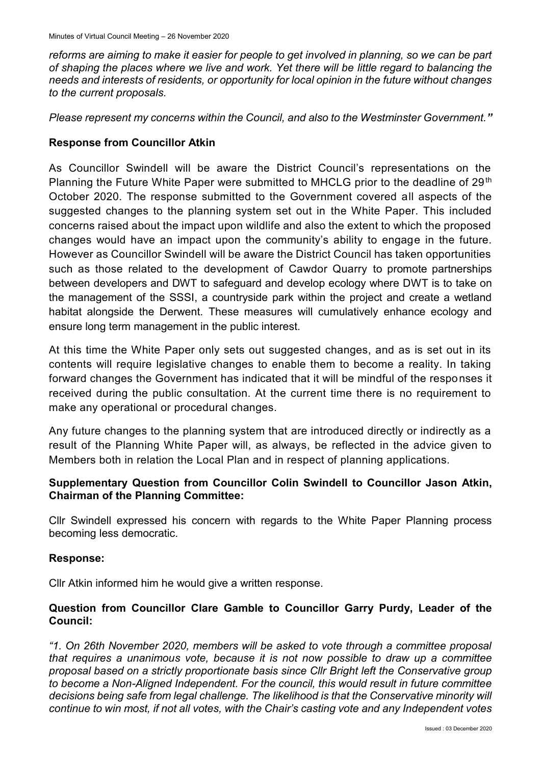*reforms are aiming to make it easier for people to get involved in planning, so we can be part of shaping the places where we live and work. Yet there will be little regard to balancing the needs and interests of residents, or opportunity for local opinion in the future without changes to the current proposals.*

*Please represent my concerns within the Council, and also to the Westminster Government."*

**Response from Councillor Atkin**

As Councillor Swindell will be aware the District Council's representations on the Planning the Future White Paper were submitted to MHCLG prior to the deadline of 29th October 2020. The response submitted to the Government covered all aspects of the suggested changes to the planning system set out in the White Paper. This included concerns raised about the impact upon wildlife and also the extent to which the proposed changes would have an impact upon the community's ability to engage in the future. However as Councillor Swindell will be aware the District Council has taken opportunities such as those related to the development of Cawdor Quarry to promote partnerships between developers and DWT to safeguard and develop ecology where DWT is to take on the management of the SSSI, a countryside park within the project and create a wetland habitat alongside the Derwent. These measures will cumulatively enhance ecology and ensure long term management in the public interest.

At this time the White Paper only sets out suggested changes, and as is set out in its contents will require legislative changes to enable them to become a reality. In taking forward changes the Government has indicated that it will be mindful of the responses it received during the public consultation. At the current time there is no requirement to make any operational or procedural changes.

Any future changes to the planning system that are introduced directly or indirectly as a result of the Planning White Paper will, as always, be reflected in the advice given to Members both in relation the Local Plan and in respect of planning applications.

**Supplementary Question from Councillor Colin Swindell to Councillor Jason Atkin, Chairman of the Planning Committee:**

Cllr Swindell expressed his concern with regards to the White Paper Planning process becoming less democratic.

**Response:**

Cllr Atkin informed him he would give a written response.

**Question from Councillor Clare Gamble to Councillor Garry Purdy, Leader of the Council:**

*"1. On 26th November 2020, members will be asked to vote through a committee proposal that requires a unanimous vote, because it is not now possible to draw up a committee proposal based on a strictly proportionate basis since Cllr Bright left the Conservative group to become a Non-Aligned Independent. For the council, this would result in future committee decisions being safe from legal challenge. The likelihood is that the Conservative minority will continue to win most, if not all votes, with the Chair's casting vote and any Independent votes*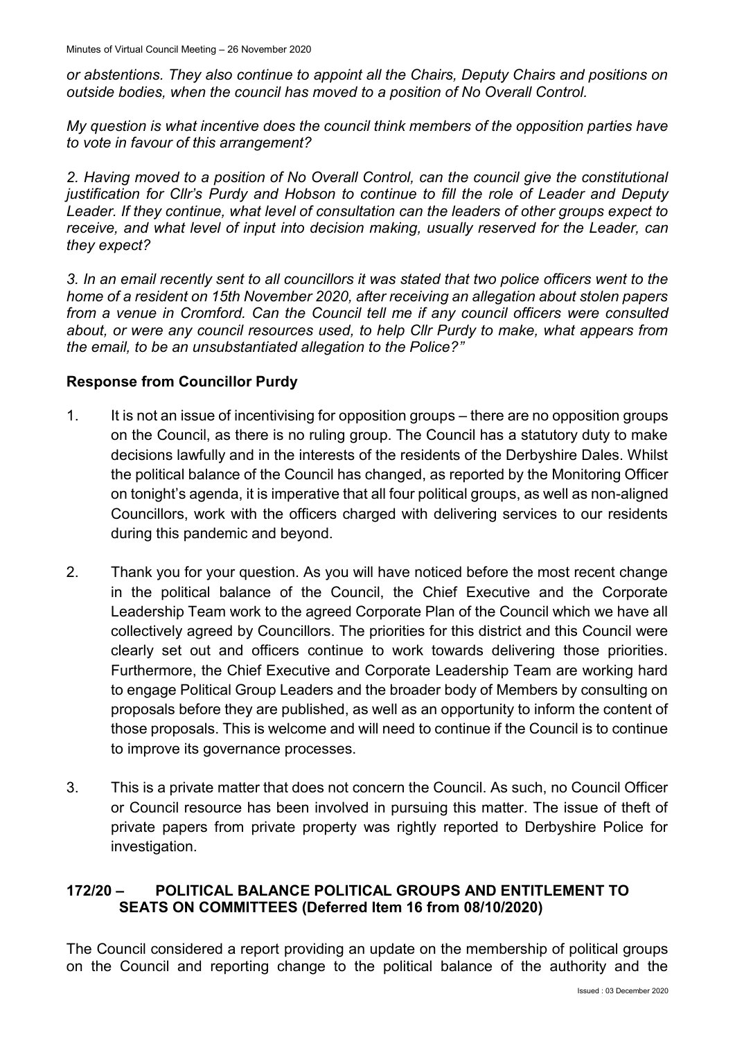*or abstentions. They also continue to appoint all the Chairs, Deputy Chairs and positions on outside bodies, when the council has moved to a position of No Overall Control.*

*My question is what incentive does the council think members of the opposition parties have to vote in favour of this arrangement?*

*2. Having moved to a position of No Overall Control, can the council give the constitutional justification for Cllr's Purdy and Hobson to continue to fill the role of Leader and Deputy Leader. If they continue, what level of consultation can the leaders of other groups expect to receive, and what level of input into decision making, usually reserved for the Leader, can they expect?*

*3. In an email recently sent to all councillors it was stated that two police officers went to the home of a resident on 15th November 2020, after receiving an allegation about stolen papers from a venue in Cromford. Can the Council tell me if any council officers were consulted about, or were any council resources used, to help Cllr Purdy to make, what appears from the email, to be an unsubstantiated allegation to the Police?"*

**Response from Councillor Purdy**

1. It is not an issue of incentivising for opposition groups – there are no opposition groups on the Council, as there is no ruling group. The Council has a statutory duty to make decisions lawfully and in the interests of the residents of the Derbyshire Dales. Whilst the political balance of the Council has changed, as reported by the Monitoring Officer on tonight's agenda, it is imperative that all four political groups, as well as non-aligned Councillors, work with the officers charged with delivering services to our residents during this pandemic and beyond.

2. Thank you for your question. As you will have noticed before the most recent change in the political balance of the Council, the Chief Executive and the Corporate Leadership Team work to the agreed Corporate Plan of the Council which we have all collectively agreed by Councillors. The priorities for this district and this Council were clearly set out and officers continue to work towards delivering those priorities. Furthermore, the Chief Executive and Corporate Leadership Team are working hard to engage Political Group Leaders and the broader body of Members by consulting on proposals before they are published, as well as an opportunity to inform the content of those proposals. This is welcome and will need to continue if the Council is to continue to improve its governance processes.

3. This is a private matter that does not concern the Council. As such, no Council Officer or Council resource has been involved in pursuing this matter. The issue of theft of private papers from private property was rightly reported to Derbyshire Police for investigation.

## 172/20 – POLITICAL BALANCE POLITICAL GROUPS AND ENTITLEMENT TO SEATS ON COMMITTEES (Deferred Item 16 from 08/10/2020)

The Council considered a report providing an update on the membership of political groups on the Council and reporting change to the political balance of the authority and the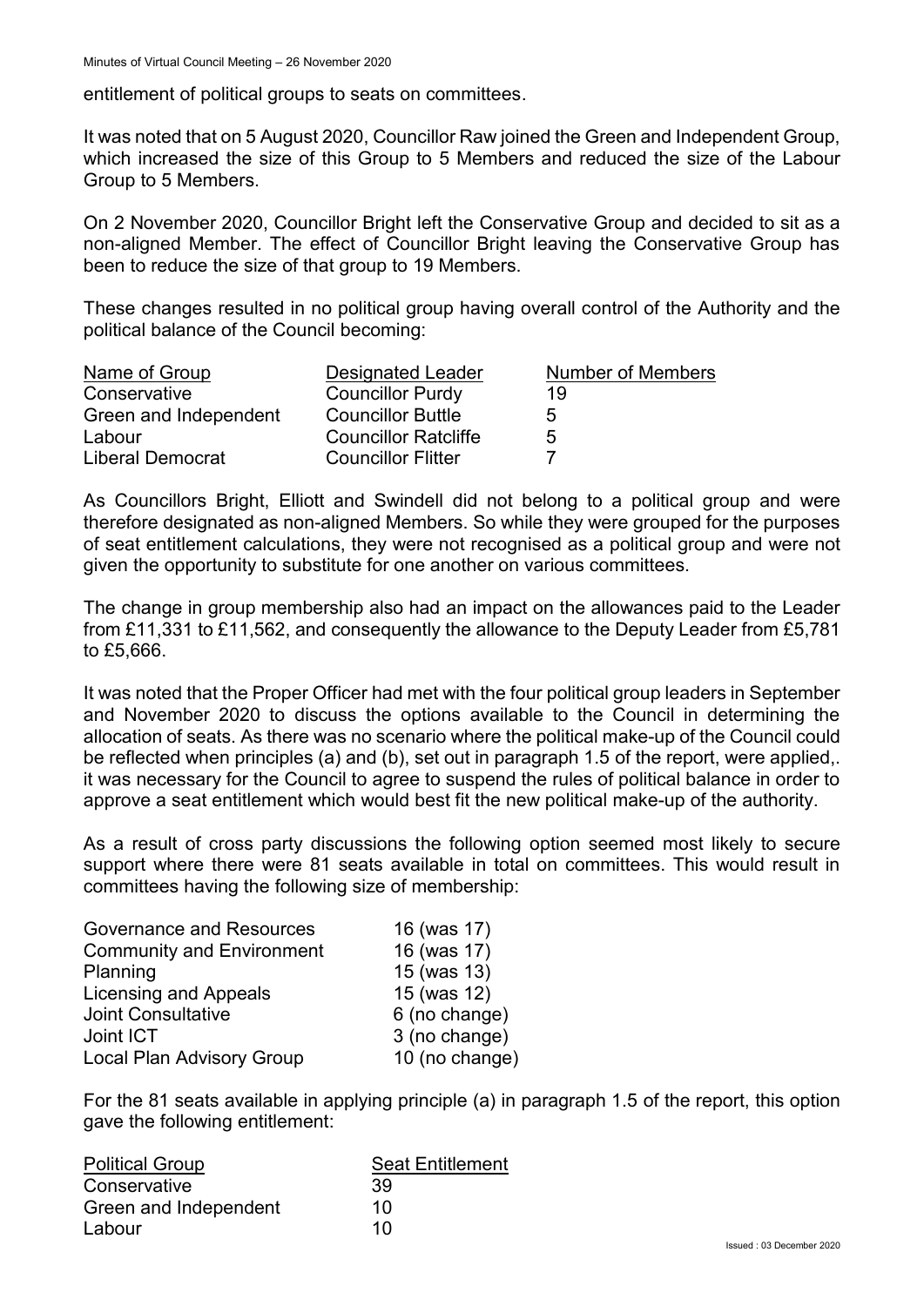entitlement of political groups to seats on committees.

It was noted that on 5 August 2020, Councillor Raw joined the Green and Independent Group, which increased the size of this Group to 5 Members and reduced the size of the Labour Group to 5 Members.

On 2 November 2020, Councillor Bright left the Conservative Group and decided to sit as a non-aligned Member. The effect of Councillor Bright leaving the Conservative Group has been to reduce the size of that group to 19 Members.

These changes resulted in no political group having overall control of the Authority and the political balance of the Council becoming:

| Name of Group | Designated Leader | Number of Members |
|---|---|---|
| Conservative | Councillor Purdy | 19 |
| Green and Independent | Councillor Buttle | 5 |
| Labour | Councillor Ratcliffe | 5 |
| Liberal Democrat | Councillor Flitter | 7 |

As Councillors Bright, Elliott and Swindell did not belong to a political group and were therefore designated as non-aligned Members. So while they were grouped for the purposes of seat entitlement calculations, they were not recognised as a political group and were not given the opportunity to substitute for one another on various committees.

The change in group membership also had an impact on the allowances paid to the Leader from £11,331 to £11,562, and consequently the allowance to the Deputy Leader from £5,781 to £5,666.

It was noted that the Proper Officer had met with the four political group leaders in September and November 2020 to discuss the options available to the Council in determining the allocation of seats. As there was no scenario where the political make-up of the Council could be reflected when principles (a) and (b), set out in paragraph 1.5 of the report, were applied,. it was necessary for the Council to agree to suspend the rules of political balance in order to approve a seat entitlement which would best fit the new political make-up of the authority.

As a result of cross party discussions the following option seemed most likely to secure support where there were 81 seats available in total on committees. This would result in committees having the following size of membership:

| | |
|---|---|
| Governance and Resources | 16 (was 17) |
| Community and Environment | 16 (was 17) |
| Planning | 15 (was 13) |
| Licensing and Appeals | 15 (was 12) |
| Joint Consultative | 6 (no change) |
| Joint ICT | 3 (no change) |
| Local Plan Advisory Group | 10 (no change) |

For the 81 seats available in applying principle (a) in paragraph 1.5 of the report, this option gave the following entitlement:

| Political Group | Seat Entitlement |
|---|---|
| Conservative | 39 |
| Green and Independent | 10 |
| Labour | 10 |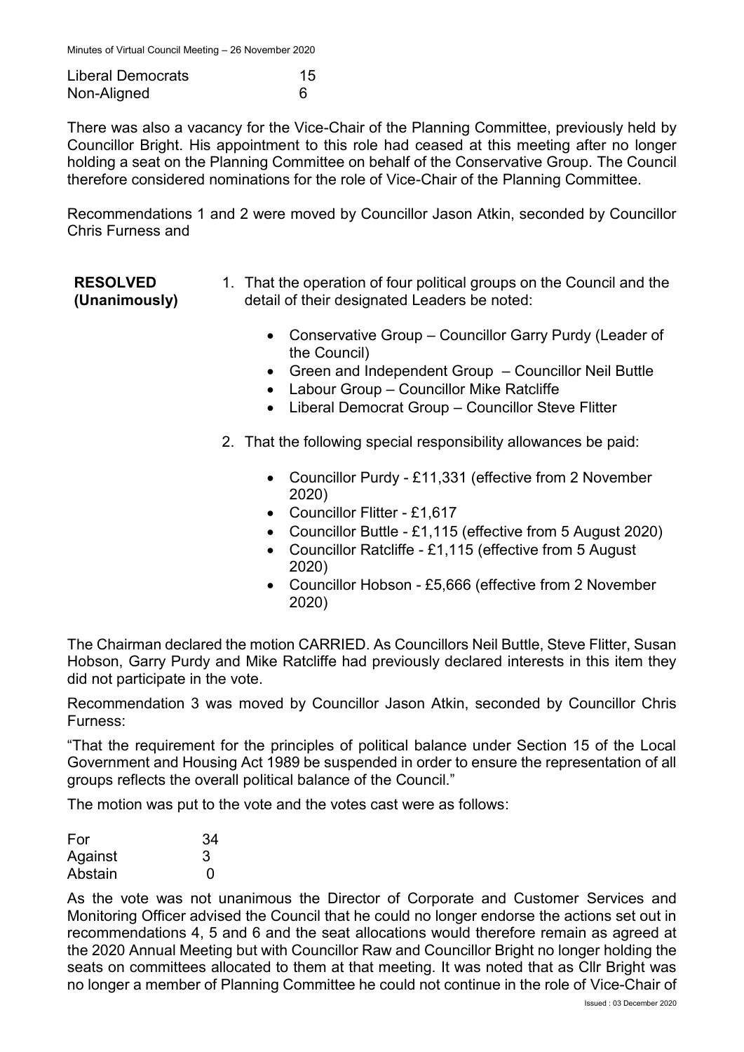| | |
|---|---|
| Liberal Democrats | 15 |
| Non-Aligned | 6 |

There was also a vacancy for the Vice-Chair of the Planning Committee, previously held by Councillor Bright. His appointment to this role had ceased at this meeting after no longer holding a seat on the Planning Committee on behalf of the Conservative Group. The Council therefore considered nominations for the role of Vice-Chair of the Planning Committee.

Recommendations 1 and 2 were moved by Councillor Jason Atkin, seconded by Councillor Chris Furness and

**RESOLVED (Unanimously)**

1. That the operation of four political groups on the Council and the detail of their designated Leaders be noted:
   - Conservative Group – Councillor Garry Purdy (Leader of the Council)
   - Green and Independent Group – Councillor Neil Buttle
   - Labour Group – Councillor Mike Ratcliffe
   - Liberal Democrat Group – Councillor Steve Flitter
2. That the following special responsibility allowances be paid:
   - Councillor Purdy - £11,331 (effective from 2 November 2020)
   - Councillor Flitter - £1,617
   - Councillor Buttle - £1,115 (effective from 5 August 2020)
   - Councillor Ratcliffe - £1,115 (effective from 5 August 2020)
   - Councillor Hobson - £5,666 (effective from 2 November 2020)

The Chairman declared the motion CARRIED. As Councillors Neil Buttle, Steve Flitter, Susan Hobson, Garry Purdy and Mike Ratcliffe had previously declared interests in this item they did not participate in the vote.

Recommendation 3 was moved by Councillor Jason Atkin, seconded by Councillor Chris Furness:

"That the requirement for the principles of political balance under Section 15 of the Local Government and Housing Act 1989 be suspended in order to ensure the representation of all groups reflects the overall political balance of the Council."

The motion was put to the vote and the votes cast were as follows:

| | |
|---|---|
| For | 34 |
| Against | 3 |
| Abstain | 0 |

As the vote was not unanimous the Director of Corporate and Customer Services and Monitoring Officer advised the Council that he could no longer endorse the actions set out in recommendations 4, 5 and 6 and the seat allocations would therefore remain as agreed at the 2020 Annual Meeting but with Councillor Raw and Councillor Bright no longer holding the seats on committees allocated to them at that meeting. It was noted that as Cllr Bright was no longer a member of Planning Committee he could not continue in the role of Vice-Chair of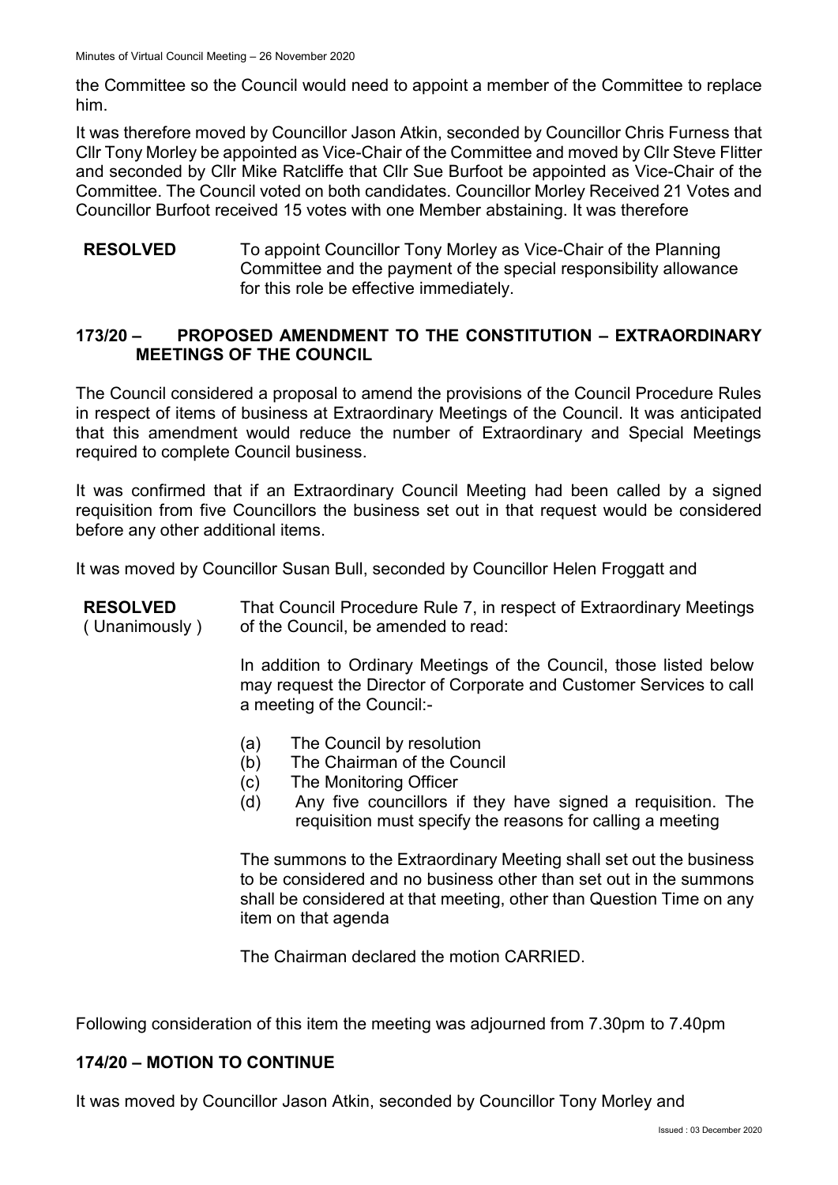the Committee so the Council would need to appoint a member of the Committee to replace him.

It was therefore moved by Councillor Jason Atkin, seconded by Councillor Chris Furness that Cllr Tony Morley be appointed as Vice-Chair of the Committee and moved by Cllr Steve Flitter and seconded by Cllr Mike Ratcliffe that Cllr Sue Burfoot be appointed as Vice-Chair of the Committee. The Council voted on both candidates. Councillor Morley Received 21 Votes and Councillor Burfoot received 15 votes with one Member abstaining. It was therefore

**RESOLVED** To appoint Councillor Tony Morley as Vice-Chair of the Planning Committee and the payment of the special responsibility allowance for this role be effective immediately.

## 173/20 – PROPOSED AMENDMENT TO THE CONSTITUTION – EXTRAORDINARY MEETINGS OF THE COUNCIL

The Council considered a proposal to amend the provisions of the Council Procedure Rules in respect of items of business at Extraordinary Meetings of the Council. It was anticipated that this amendment would reduce the number of Extraordinary and Special Meetings required to complete Council business.

It was confirmed that if an Extraordinary Council Meeting had been called by a signed requisition from five Councillors the business set out in that request would be considered before any other additional items.

It was moved by Councillor Susan Bull, seconded by Councillor Helen Froggatt and

**RESOLVED** ( Unanimously ) That Council Procedure Rule 7, in respect of Extraordinary Meetings of the Council, be amended to read:

In addition to Ordinary Meetings of the Council, those listed below may request the Director of Corporate and Customer Services to call a meeting of the Council:-

(a) The Council by resolution
(b) The Chairman of the Council
(c) The Monitoring Officer
(d) Any five councillors if they have signed a requisition. The requisition must specify the reasons for calling a meeting

The summons to the Extraordinary Meeting shall set out the business to be considered and no business other than set out in the summons shall be considered at that meeting, other than Question Time on any item on that agenda

The Chairman declared the motion CARRIED.

Following consideration of this item the meeting was adjourned from 7.30pm to 7.40pm

## 174/20 – MOTION TO CONTINUE

It was moved by Councillor Jason Atkin, seconded by Councillor Tony Morley and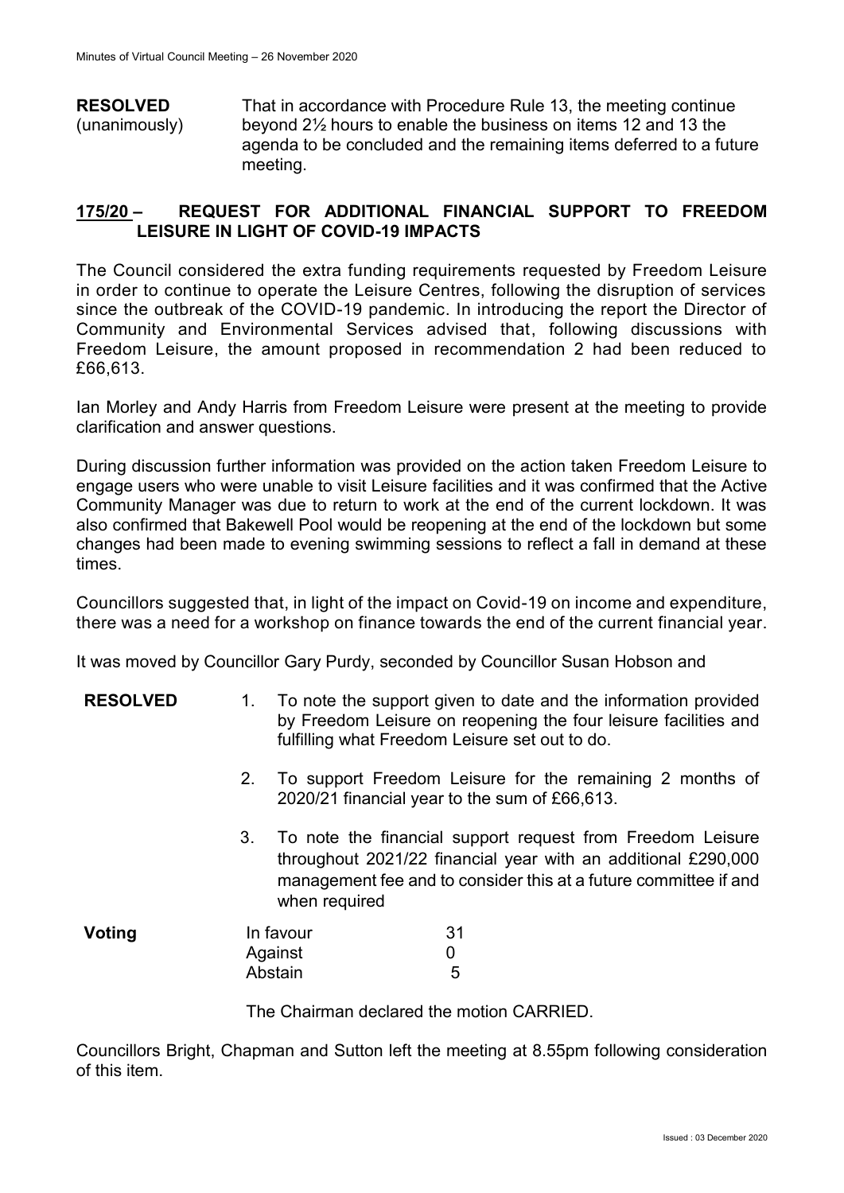**RESOLVED** (unanimously)

That in accordance with Procedure Rule 13, the meeting continue beyond 2½ hours to enable the business on items 12 and 13 the agenda to be concluded and the remaining items deferred to a future meeting.

## 175/20 – REQUEST FOR ADDITIONAL FINANCIAL SUPPORT TO FREEDOM LEISURE IN LIGHT OF COVID-19 IMPACTS

The Council considered the extra funding requirements requested by Freedom Leisure in order to continue to operate the Leisure Centres, following the disruption of services since the outbreak of the COVID-19 pandemic. In introducing the report the Director of Community and Environmental Services advised that, following discussions with Freedom Leisure, the amount proposed in recommendation 2 had been reduced to £66,613.

Ian Morley and Andy Harris from Freedom Leisure were present at the meeting to provide clarification and answer questions.

During discussion further information was provided on the action taken Freedom Leisure to engage users who were unable to visit Leisure facilities and it was confirmed that the Active Community Manager was due to return to work at the end of the current lockdown. It was also confirmed that Bakewell Pool would be reopening at the end of the lockdown but some changes had been made to evening swimming sessions to reflect a fall in demand at these times.

Councillors suggested that, in light of the impact on Covid-19 on income and expenditure, there was a need for a workshop on finance towards the end of the current financial year.

It was moved by Councillor Gary Purdy, seconded by Councillor Susan Hobson and

**RESOLVED**

1. To note the support given to date and the information provided by Freedom Leisure on reopening the four leisure facilities and fulfilling what Freedom Leisure set out to do.
2. To support Freedom Leisure for the remaining 2 months of 2020/21 financial year to the sum of £66,613.
3. To note the financial support request from Freedom Leisure throughout 2021/22 financial year with an additional £290,000 management fee and to consider this at a future committee if and when required

**Voting**

| | |
|---|---|
| In favour | 31 |
| Against | 0 |
| Abstain | 5 |

The Chairman declared the motion CARRIED.

Councillors Bright, Chapman and Sutton left the meeting at 8.55pm following consideration of this item.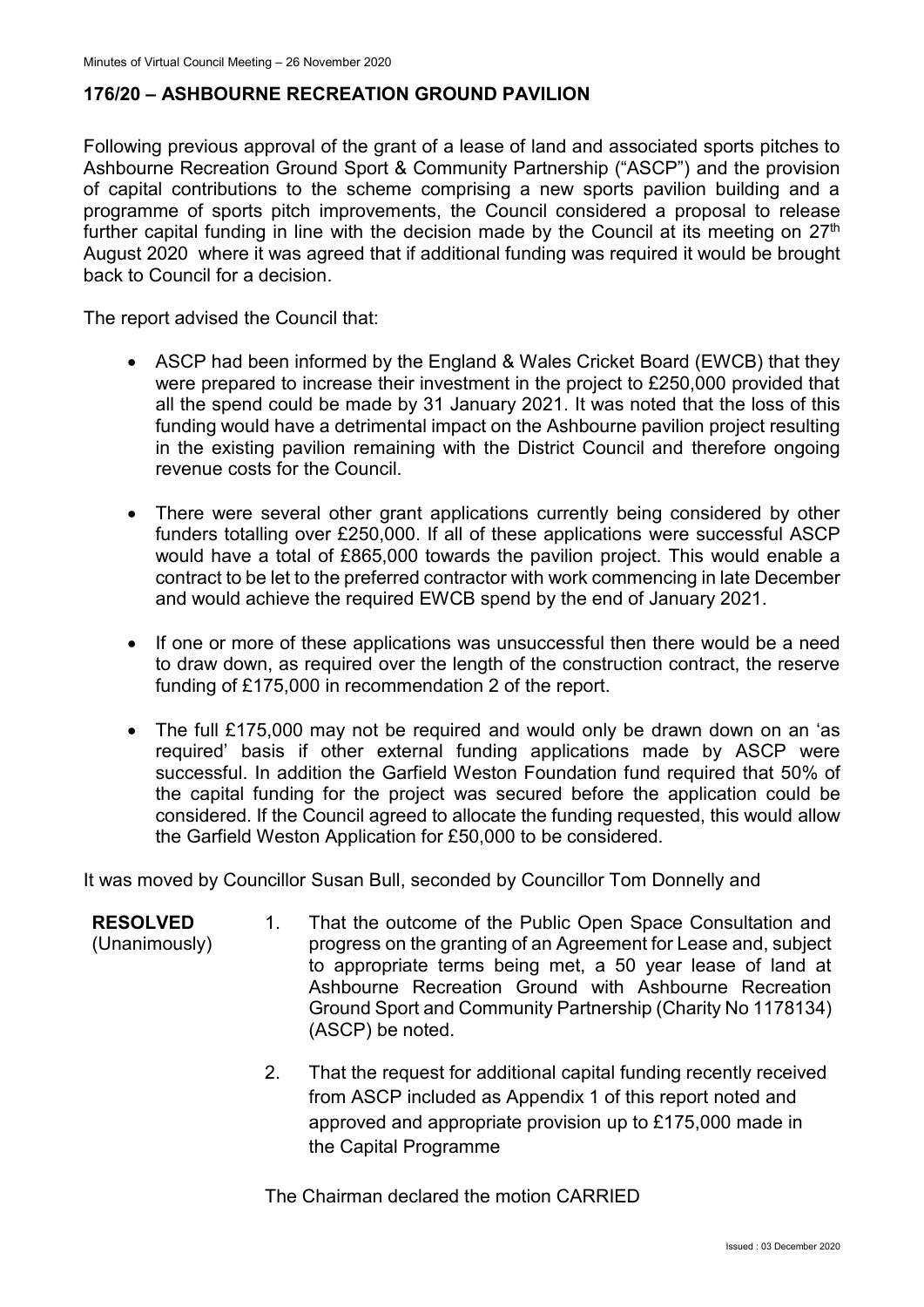## 176/20 – ASHBOURNE RECREATION GROUND PAVILION

Following previous approval of the grant of a lease of land and associated sports pitches to Ashbourne Recreation Ground Sport & Community Partnership ("ASCP") and the provision of capital contributions to the scheme comprising a new sports pavilion building and a programme of sports pitch improvements, the Council considered a proposal to release further capital funding in line with the decision made by the Council at its meeting on 27th August 2020 where it was agreed that if additional funding was required it would be brought back to Council for a decision.

The report advised the Council that:

- ASCP had been informed by the England & Wales Cricket Board (EWCB) that they were prepared to increase their investment in the project to £250,000 provided that all the spend could be made by 31 January 2021. It was noted that the loss of this funding would have a detrimental impact on the Ashbourne pavilion project resulting in the existing pavilion remaining with the District Council and therefore ongoing revenue costs for the Council.
- There were several other grant applications currently being considered by other funders totalling over £250,000. If all of these applications were successful ASCP would have a total of £865,000 towards the pavilion project. This would enable a contract to be let to the preferred contractor with work commencing in late December and would achieve the required EWCB spend by the end of January 2021.
- If one or more of these applications was unsuccessful then there would be a need to draw down, as required over the length of the construction contract, the reserve funding of £175,000 in recommendation 2 of the report.
- The full £175,000 may not be required and would only be drawn down on an 'as required' basis if other external funding applications made by ASCP were successful. In addition the Garfield Weston Foundation fund required that 50% of the capital funding for the project was secured before the application could be considered. If the Council agreed to allocate the funding requested, this would allow the Garfield Weston Application for £50,000 to be considered.

It was moved by Councillor Susan Bull, seconded by Councillor Tom Donnelly and

**RESOLVED** (Unanimously)

1. That the outcome of the Public Open Space Consultation and progress on the granting of an Agreement for Lease and, subject to appropriate terms being met, a 50 year lease of land at Ashbourne Recreation Ground with Ashbourne Recreation Ground Sport and Community Partnership (Charity No 1178134) (ASCP) be noted.
2. That the request for additional capital funding recently received from ASCP included as Appendix 1 of this report noted and approved and appropriate provision up to £175,000 made in the Capital Programme

The Chairman declared the motion CARRIED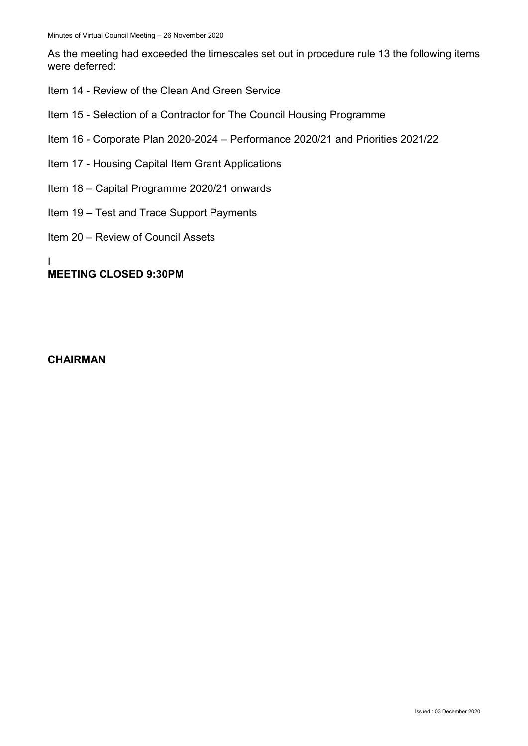As the meeting had exceeded the timescales set out in procedure rule 13 the following items were deferred:

Item 14 - Review of the Clean And Green Service

Item 15 - Selection of a Contractor for The Council Housing Programme

Item 16 - Corporate Plan 2020-2024 – Performance 2020/21 and Priorities 2021/22

Item 17 - Housing Capital Item Grant Applications

Item 18 – Capital Programme 2020/21 onwards

Item 19 – Test and Trace Support Payments

Item 20 – Review of Council Assets

l

**MEETING CLOSED 9:30PM**

**CHAIRMAN**

Issued : 03 December 2020